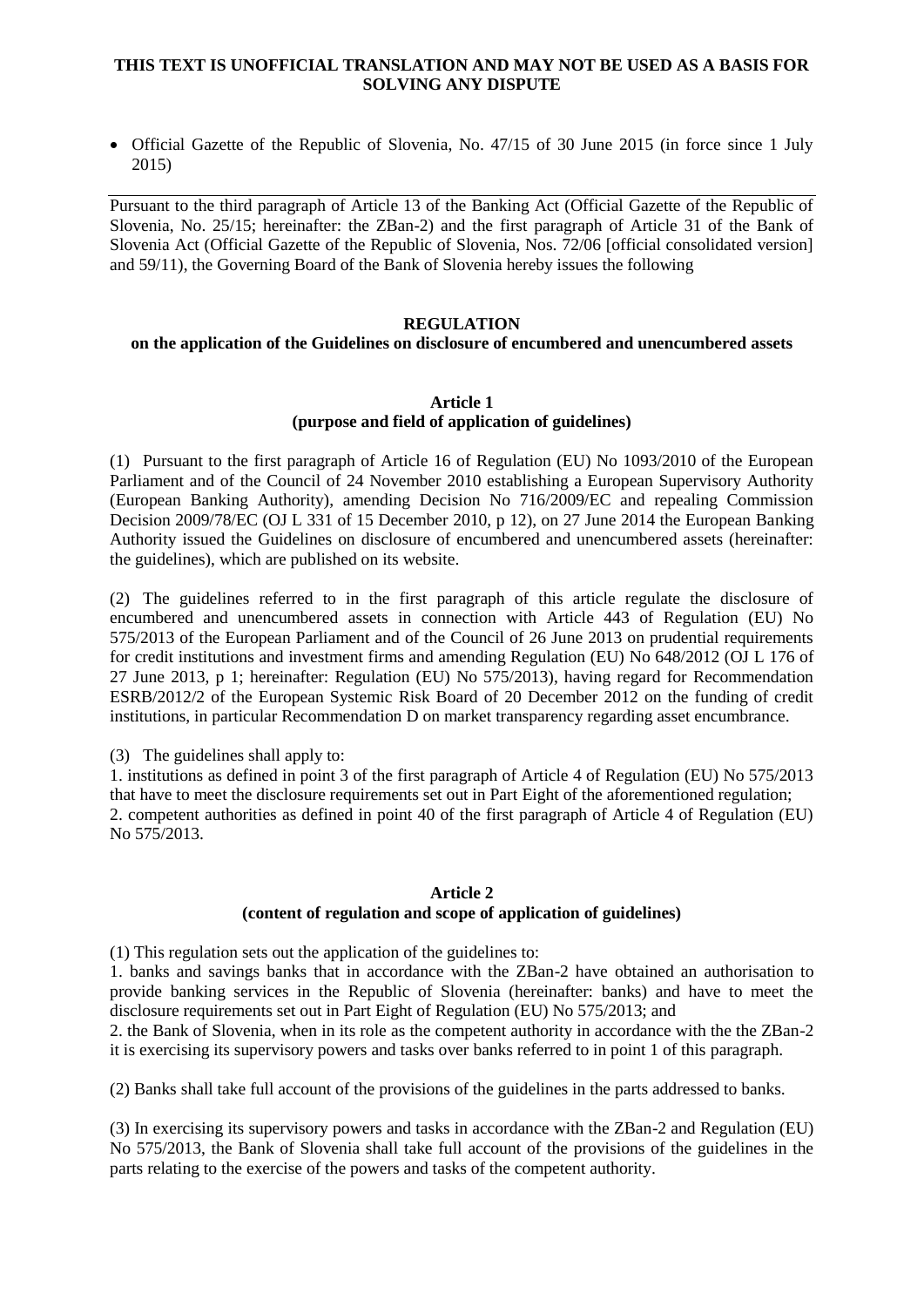**THIS TEXT IS UNOFFICIAL TRANSLATION AND MAY NOT BE USED AS A BASIS FOR SOLVING ANY DISPUTE**

- Official Gazette of the Republic of Slovenia, No. 47/15 of 30 June 2015 (in force since 1 July 2015)

---

Pursuant to the third paragraph of Article 13 of the Banking Act (Official Gazette of the Republic of Slovenia, No. 25/15; hereinafter: the ZBan-2) and the first paragraph of Article 31 of the Bank of Slovenia Act (Official Gazette of the Republic of Slovenia, Nos. 72/06 [official consolidated version] and 59/11), the Governing Board of the Bank of Slovenia hereby issues the following

# REGULATION
## on the application of the Guidelines on disclosure of encumbered and unencumbered assets

### Article 1
### (purpose and field of application of guidelines)

(1) Pursuant to the first paragraph of Article 16 of Regulation (EU) No 1093/2010 of the European Parliament and of the Council of 24 November 2010 establishing a European Supervisory Authority (European Banking Authority), amending Decision No 716/2009/EC and repealing Commission Decision 2009/78/EC (OJ L 331 of 15 December 2010, p 12), on 27 June 2014 the European Banking Authority issued the Guidelines on disclosure of encumbered and unencumbered assets (hereinafter: the guidelines), which are published on its website.

(2) The guidelines referred to in the first paragraph of this article regulate the disclosure of encumbered and unencumbered assets in connection with Article 443 of Regulation (EU) No 575/2013 of the European Parliament and of the Council of 26 June 2013 on prudential requirements for credit institutions and investment firms and amending Regulation (EU) No 648/2012 (OJ L 176 of 27 June 2013, p 1; hereinafter: Regulation (EU) No 575/2013), having regard for Recommendation ESRB/2012/2 of the European Systemic Risk Board of 20 December 2012 on the funding of credit institutions, in particular Recommendation D on market transparency regarding asset encumbrance.

(3) The guidelines shall apply to:
1. institutions as defined in point 3 of the first paragraph of Article 4 of Regulation (EU) No 575/2013 that have to meet the disclosure requirements set out in Part Eight of the aforementioned regulation;
2. competent authorities as defined in point 40 of the first paragraph of Article 4 of Regulation (EU) No 575/2013.

### Article 2
### (content of regulation and scope of application of guidelines)

(1) This regulation sets out the application of the guidelines to:
1. banks and savings banks that in accordance with the ZBan-2 have obtained an authorisation to provide banking services in the Republic of Slovenia (hereinafter: banks) and have to meet the disclosure requirements set out in Part Eight of Regulation (EU) No 575/2013; and
2. the Bank of Slovenia, when in its role as the competent authority in accordance with the the ZBan-2 it is exercising its supervisory powers and tasks over banks referred to in point 1 of this paragraph.

(2) Banks shall take full account of the provisions of the guidelines in the parts addressed to banks.

(3) In exercising its supervisory powers and tasks in accordance with the ZBan-2 and Regulation (EU) No 575/2013, the Bank of Slovenia shall take full account of the provisions of the guidelines in the parts relating to the exercise of the powers and tasks of the competent authority.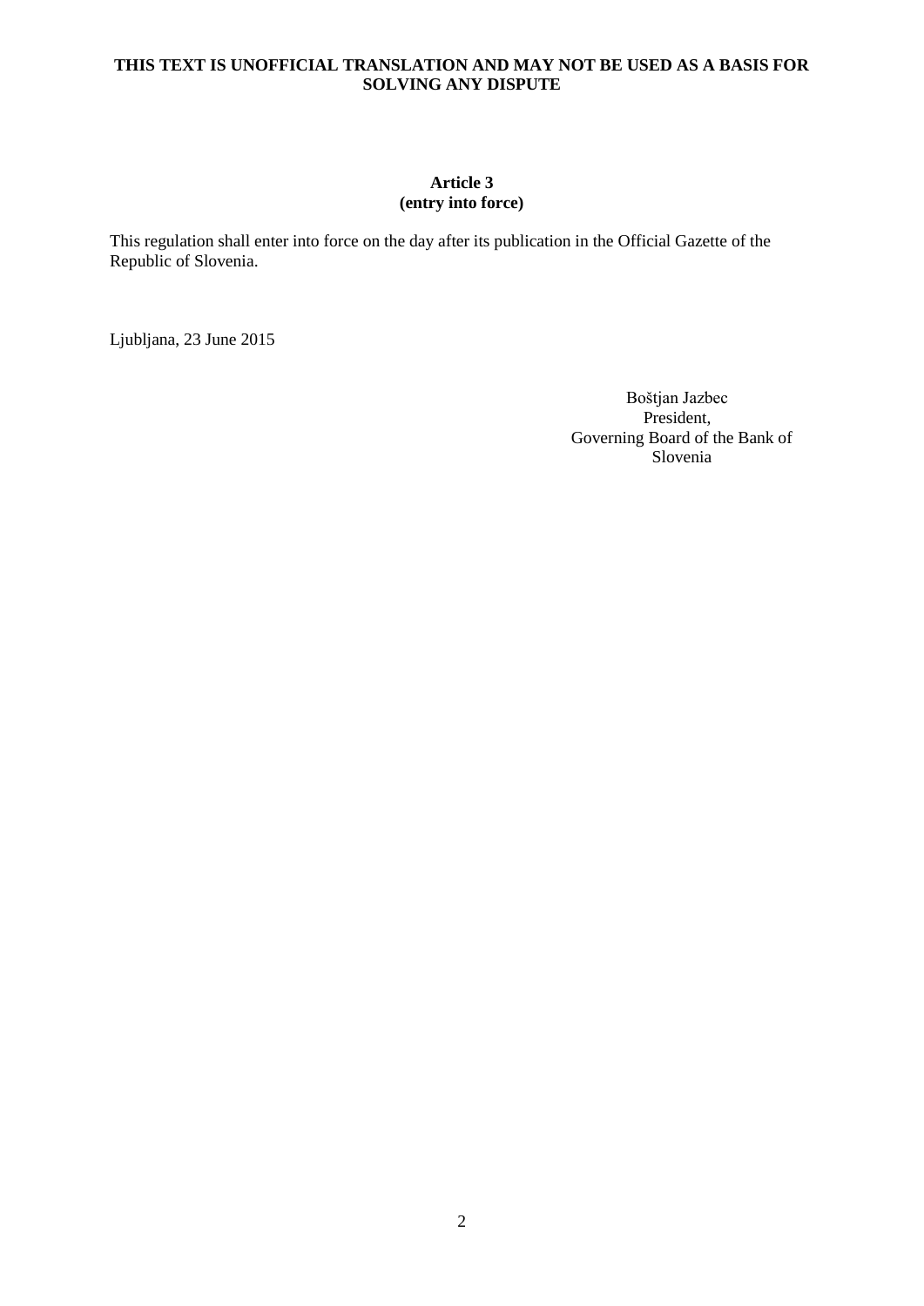**Article 3**
**(entry into force)**

This regulation shall enter into force on the day after its publication in the Official Gazette of the Republic of Slovenia.

Ljubljana, 23 June 2015

Boštjan Jazbec
President,
Governing Board of the Bank of Slovenia